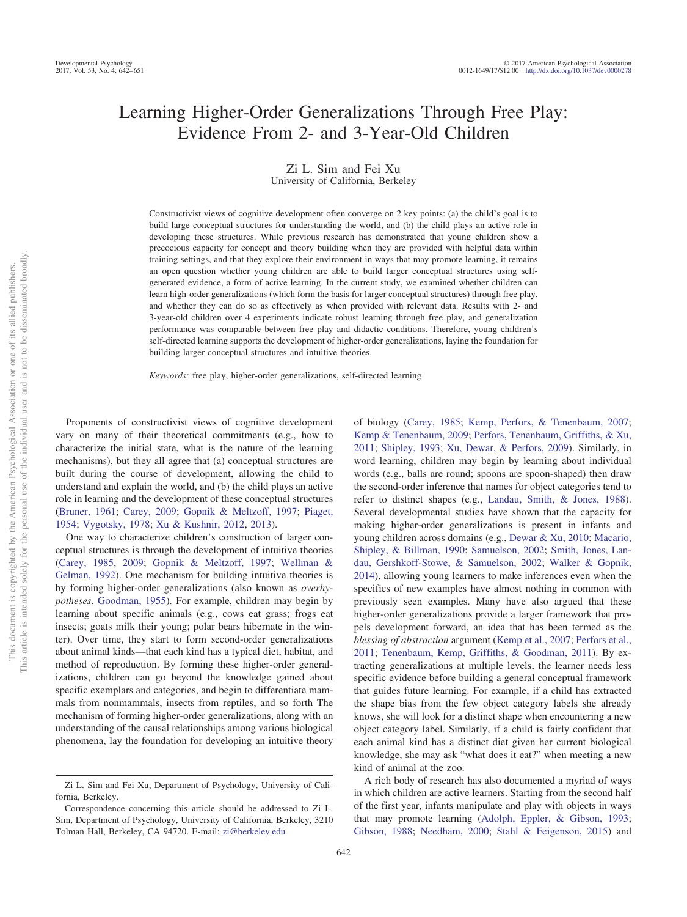# Learning Higher-Order Generalizations Through Free Play: Evidence From 2- and 3-Year-Old Children

Zi L. Sim and Fei Xu
University of California, Berkeley

Constructivist views of cognitive development often converge on 2 key points: (a) the child's goal is to build large conceptual structures for understanding the world, and (b) the child plays an active role in developing these structures. While previous research has demonstrated that young children show a precocious capacity for concept and theory building when they are provided with helpful data within training settings, and that they explore their environment in ways that may promote learning, it remains an open question whether young children are able to build larger conceptual structures using self-generated evidence, a form of active learning. In the current study, we examined whether children can learn high-order generalizations (which form the basis for larger conceptual structures) through free play, and whether they can do so as effectively as when provided with relevant data. Results with 2- and 3-year-old children over 4 experiments indicate robust learning through free play, and generalization performance was comparable between free play and didactic conditions. Therefore, young children's self-directed learning supports the development of higher-order generalizations, laying the foundation for building larger conceptual structures and intuitive theories.

*Keywords:* free play, higher-order generalizations, self-directed learning

Proponents of constructivist views of cognitive development vary on many of their theoretical commitments (e.g., how to characterize the initial state, what is the nature of the learning mechanisms), but they all agree that (a) conceptual structures are built during the course of development, allowing the child to understand and explain the world, and (b) the child plays an active role in learning and the development of these conceptual structures (Bruner, 1961; Carey, 2009; Gopnik & Meltzoff, 1997; Piaget, 1954; Vygotsky, 1978; Xu & Kushnir, 2012, 2013).

One way to characterize children's construction of larger conceptual structures is through the development of intuitive theories (Carey, 1985, 2009; Gopnik & Meltzoff, 1997; Wellman & Gelman, 1992). One mechanism for building intuitive theories is by forming higher-order generalizations (also known as *overhypotheses*, Goodman, 1955). For example, children may begin by learning about specific animals (e.g., cows eat grass; frogs eat insects; goats milk their young; polar bears hibernate in the winter). Over time, they start to form second-order generalizations about animal kinds—that each kind has a typical diet, habitat, and method of reproduction. By forming these higher-order generalizations, children can go beyond the knowledge gained about specific exemplars and categories, and begin to differentiate mammals from nonmammals, insects from reptiles, and so forth The mechanism of forming higher-order generalizations, along with an understanding of the causal relationships among various biological phenomena, lay the foundation for developing an intuitive theory of biology (Carey, 1985; Kemp, Perfors, & Tenenbaum, 2007; Kemp & Tenenbaum, 2009; Perfors, Tenenbaum, Griffiths, & Xu, 2011; Shipley, 1993; Xu, Dewar, & Perfors, 2009). Similarly, in word learning, children may begin by learning about individual words (e.g., balls are round; spoons are spoon-shaped) then draw the second-order inference that names for object categories tend to refer to distinct shapes (e.g., Landau, Smith, & Jones, 1988). Several developmental studies have shown that the capacity for making higher-order generalizations is present in infants and young children across domains (e.g., Dewar & Xu, 2010; Macario, Shipley, & Billman, 1990; Samuelson, 2002; Smith, Jones, Landau, Gershkoff-Stowe, & Samuelson, 2002; Walker & Gopnik, 2014), allowing young learners to make inferences even when the specifics of new examples have almost nothing in common with previously seen examples. Many have also argued that these higher-order generalizations provide a larger framework that propels development forward, an idea that has been termed as the *blessing of abstraction* argument (Kemp et al., 2007; Perfors et al., 2011; Tenenbaum, Kemp, Griffiths, & Goodman, 2011). By extracting generalizations at multiple levels, the learner needs less specific evidence before building a general conceptual framework that guides future learning. For example, if a child has extracted the shape bias from the few object category labels she already knows, she will look for a distinct shape when encountering a new object category label. Similarly, if a child is fairly confident that each animal kind has a distinct diet given her current biological knowledge, she may ask "what does it eat?" when meeting a new kind of animal at the zoo.

A rich body of research has also documented a myriad of ways in which children are active learners. Starting from the second half of the first year, infants manipulate and play with objects in ways that may promote learning (Adolph, Eppler, & Gibson, 1993; Gibson, 1988; Needham, 2000; Stahl & Feigenson, 2015) and

Zi L. Sim and Fei Xu, Department of Psychology, University of California, Berkeley.

Correspondence concerning this article should be addressed to Zi L. Sim, Department of Psychology, University of California, Berkeley, 3210 Tolman Hall, Berkeley, CA 94720. E-mail: zi@berkeley.edu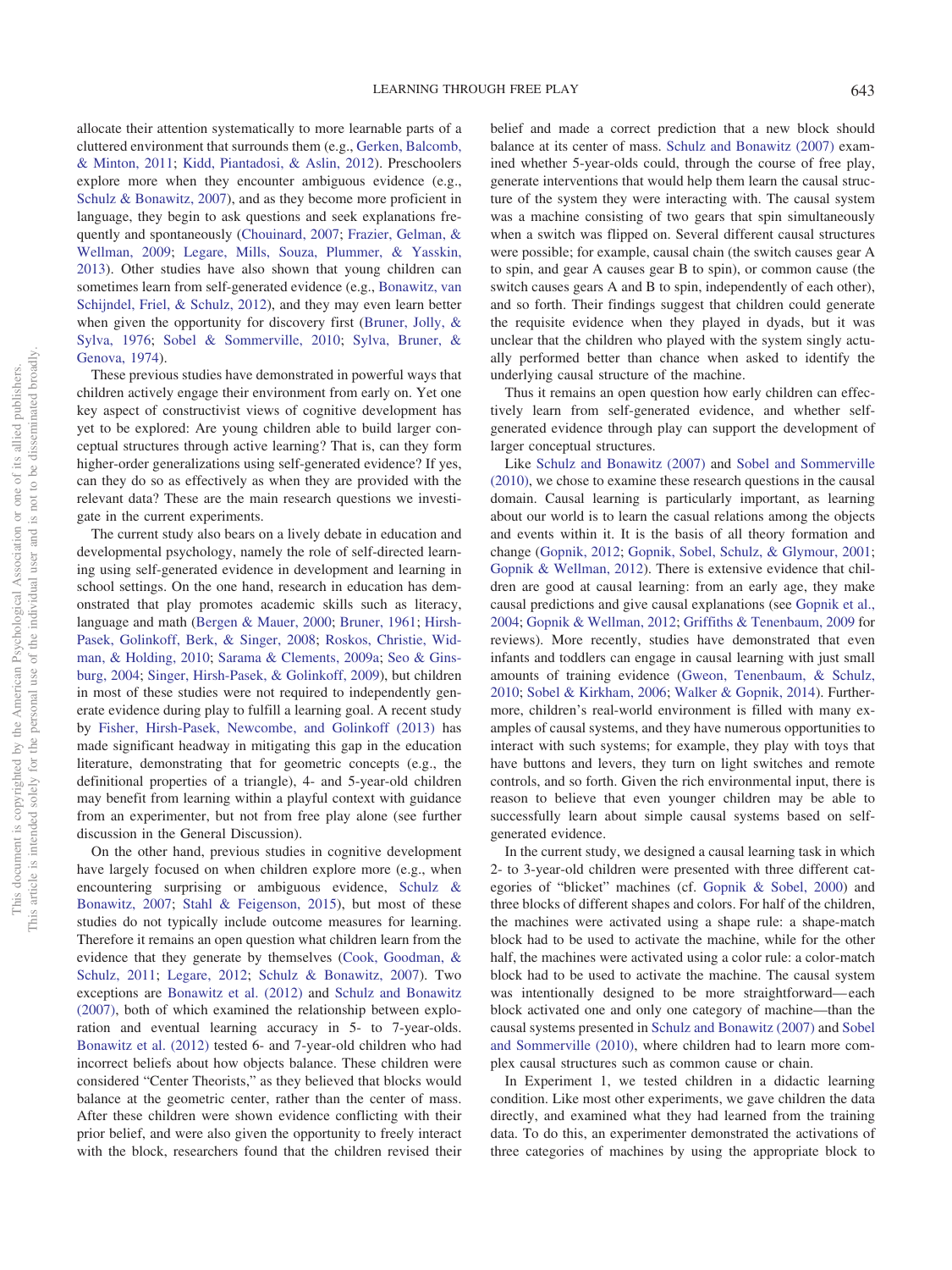allocate their attention systematically to more learnable parts of a cluttered environment that surrounds them (e.g., Gerken, Balcomb, & Minton, 2011; Kidd, Piantadosi, & Aslin, 2012). Preschoolers explore more when they encounter ambiguous evidence (e.g., Schulz & Bonawitz, 2007), and as they become more proficient in language, they begin to ask questions and seek explanations frequently and spontaneously (Chouinard, 2007; Frazier, Gelman, & Wellman, 2009; Legare, Mills, Souza, Plummer, & Yasskin, 2013). Other studies have also shown that young children can sometimes learn from self-generated evidence (e.g., Bonawitz, van Schijndel, Friel, & Schulz, 2012), and they may even learn better when given the opportunity for discovery first (Bruner, Jolly, & Sylva, 1976; Sobel & Sommerville, 2010; Sylva, Bruner, & Genova, 1974).

These previous studies have demonstrated in powerful ways that children actively engage their environment from early on. Yet one key aspect of constructivist views of cognitive development has yet to be explored: Are young children able to build larger conceptual structures through active learning? That is, can they form higher-order generalizations using self-generated evidence? If yes, can they do so as effectively as when they are provided with the relevant data? These are the main research questions we investigate in the current experiments.

The current study also bears on a lively debate in education and developmental psychology, namely the role of self-directed learning using self-generated evidence in development and learning in school settings. On the one hand, research in education has demonstrated that play promotes academic skills such as literacy, language and math (Bergen & Mauer, 2000; Bruner, 1961; Hirsh-Pasek, Golinkoff, Berk, & Singer, 2008; Roskos, Christie, Widman, & Holding, 2010; Sarama & Clements, 2009a; Seo & Ginsburg, 2004; Singer, Hirsh-Pasek, & Golinkoff, 2009), but children in most of these studies were not required to independently generate evidence during play to fulfill a learning goal. A recent study by Fisher, Hirsh-Pasek, Newcombe, and Golinkoff (2013) has made significant headway in mitigating this gap in the education literature, demonstrating that for geometric concepts (e.g., the definitional properties of a triangle), 4- and 5-year-old children may benefit from learning within a playful context with guidance from an experimenter, but not from free play alone (see further discussion in the General Discussion).

On the other hand, previous studies in cognitive development have largely focused on when children explore more (e.g., when encountering surprising or ambiguous evidence, Schulz & Bonawitz, 2007; Stahl & Feigenson, 2015), but most of these studies do not typically include outcome measures for learning. Therefore it remains an open question what children learn from the evidence that they generate by themselves (Cook, Goodman, & Schulz, 2011; Legare, 2012; Schulz & Bonawitz, 2007). Two exceptions are Bonawitz et al. (2012) and Schulz and Bonawitz (2007), both of which examined the relationship between exploration and eventual learning accuracy in 5- to 7-year-olds. Bonawitz et al. (2012) tested 6- and 7-year-old children who had incorrect beliefs about how objects balance. These children were considered "Center Theorists," as they believed that blocks would balance at the geometric center, rather than the center of mass. After these children were shown evidence conflicting with their prior belief, and were also given the opportunity to freely interact with the block, researchers found that the children revised their belief and made a correct prediction that a new block should balance at its center of mass. Schulz and Bonawitz (2007) examined whether 5-year-olds could, through the course of free play, generate interventions that would help them learn the causal structure of the system they were interacting with. The causal system was a machine consisting of two gears that spin simultaneously when a switch was flipped on. Several different causal structures were possible; for example, causal chain (the switch causes gear A to spin, and gear A causes gear B to spin), or common cause (the switch causes gears A and B to spin, independently of each other), and so forth. Their findings suggest that children could generate the requisite evidence when they played in dyads, but it was unclear that the children who played with the system singly actually performed better than chance when asked to identify the underlying causal structure of the machine.

Thus it remains an open question how early children can effectively learn from self-generated evidence, and whether self-generated evidence through play can support the development of larger conceptual structures.

Like Schulz and Bonawitz (2007) and Sobel and Sommerville (2010), we chose to examine these research questions in the causal domain. Causal learning is particularly important, as learning about our world is to learn the casual relations among the objects and events within it. It is the basis of all theory formation and change (Gopnik, 2012; Gopnik, Sobel, Schulz, & Glymour, 2001; Gopnik & Wellman, 2012). There is extensive evidence that children are good at causal learning: from an early age, they make causal predictions and give causal explanations (see Gopnik et al., 2004; Gopnik & Wellman, 2012; Griffiths & Tenenbaum, 2009 for reviews). More recently, studies have demonstrated that even infants and toddlers can engage in causal learning with just small amounts of training evidence (Gweon, Tenenbaum, & Schulz, 2010; Sobel & Kirkham, 2006; Walker & Gopnik, 2014). Furthermore, children's real-world environment is filled with many examples of causal systems, and they have numerous opportunities to interact with such systems; for example, they play with toys that have buttons and levers, they turn on light switches and remote controls, and so forth. Given the rich environmental input, there is reason to believe that even younger children may be able to successfully learn about simple causal systems based on self-generated evidence.

In the current study, we designed a causal learning task in which 2- to 3-year-old children were presented with three different categories of "blicket" machines (cf. Gopnik & Sobel, 2000) and three blocks of different shapes and colors. For half of the children, the machines were activated using a shape rule: a shape-match block had to be used to activate the machine, while for the other half, the machines were activated using a color rule: a color-match block had to be used to activate the machine. The causal system was intentionally designed to be more straightforward—each block activated one and only one category of machine—than the causal systems presented in Schulz and Bonawitz (2007) and Sobel and Sommerville (2010), where children had to learn more complex causal structures such as common cause or chain.

In Experiment 1, we tested children in a didactic learning condition. Like most other experiments, we gave children the data directly, and examined what they had learned from the training data. To do this, an experimenter demonstrated the activations of three categories of machines by using the appropriate block to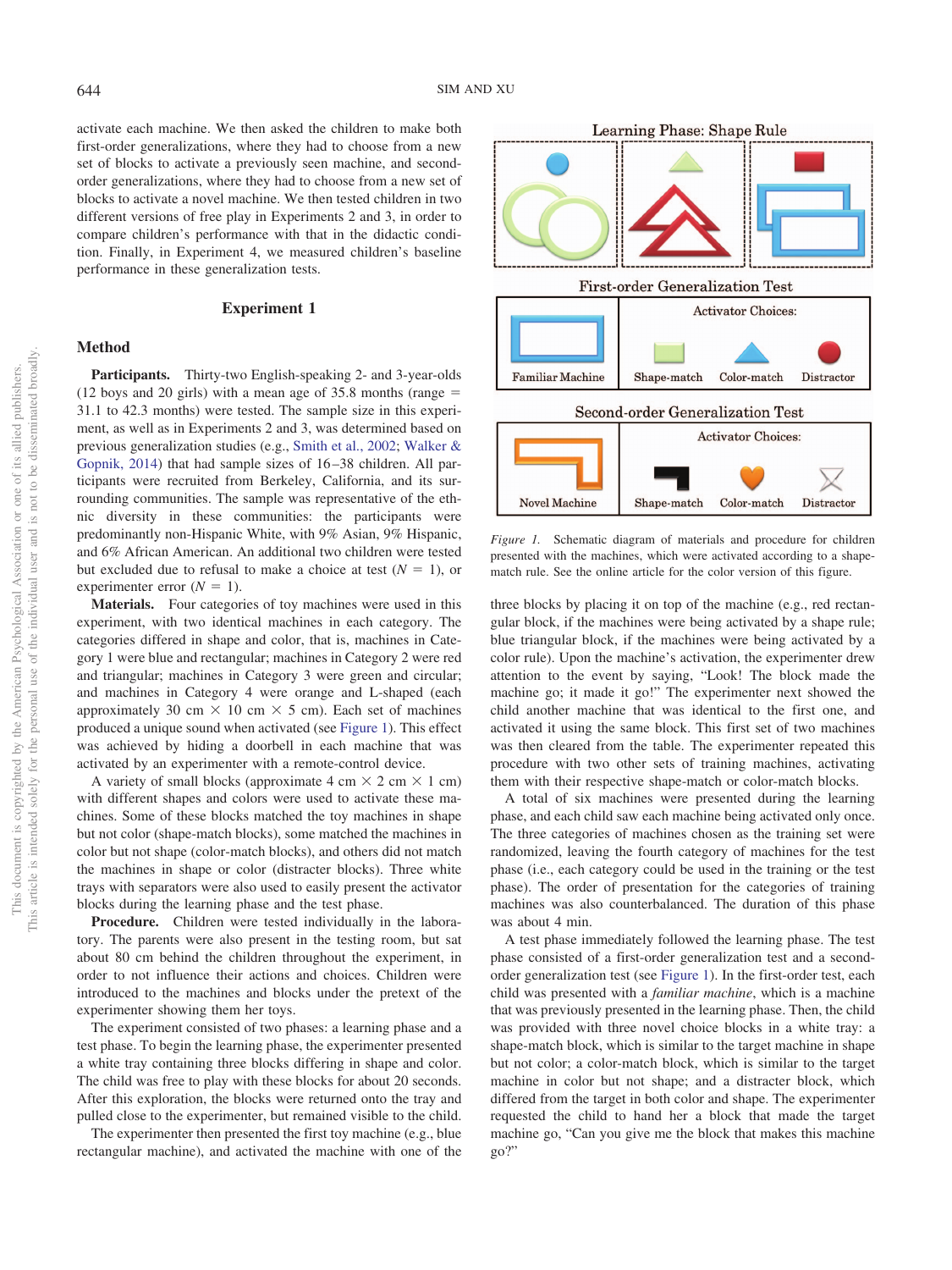activate each machine. We then asked the children to make both first-order generalizations, where they had to choose from a new set of blocks to activate a previously seen machine, and second-order generalizations, where they had to choose from a new set of blocks to activate a novel machine. We then tested children in two different versions of free play in Experiments 2 and 3, in order to compare children's performance with that in the didactic condition. Finally, in Experiment 4, we measured children's baseline performance in these generalization tests.

## Experiment 1

### Method

**Participants.** Thirty-two English-speaking 2- and 3-year-olds (12 boys and 20 girls) with a mean age of 35.8 months (range = 31.1 to 42.3 months) were tested. The sample size in this experiment, as well as in Experiments 2 and 3, was determined based on previous generalization studies (e.g., Smith et al., 2002; Walker & Gopnik, 2014) that had sample sizes of 16–38 children. All participants were recruited from Berkeley, California, and its surrounding communities. The sample was representative of the ethnic diversity in these communities: the participants were predominantly non-Hispanic White, with 9% Asian, 9% Hispanic, and 6% African American. An additional two children were tested but excluded due to refusal to make a choice at test ($N = 1$), or experimenter error ($N = 1$).

**Materials.** Four categories of toy machines were used in this experiment, with two identical machines in each category. The categories differed in shape and color, that is, machines in Category 1 were blue and rectangular; machines in Category 2 were red and triangular; machines in Category 3 were green and circular; and machines in Category 4 were orange and L-shaped (each approximately 30 cm × 10 cm × 5 cm). Each set of machines produced a unique sound when activated (see Figure 1). This effect was achieved by hiding a doorbell in each machine that was activated by an experimenter with a remote-control device.

A variety of small blocks (approximate 4 cm × 2 cm × 1 cm) with different shapes and colors were used to activate these machines. Some of these blocks matched the toy machines in shape but not color (shape-match blocks), some matched the machines in color but not shape (color-match blocks), and others did not match the machines in shape or color (distracter blocks). Three white trays with separators were also used to easily present the activator blocks during the learning phase and the test phase.

**Procedure.** Children were tested individually in the laboratory. The parents were also present in the testing room, but sat about 80 cm behind the children throughout the experiment, in order to not influence their actions and choices. Children were introduced to the machines and blocks under the pretext of the experimenter showing them her toys.

The experiment consisted of two phases: a learning phase and a test phase. To begin the learning phase, the experimenter presented a white tray containing three blocks differing in shape and color. The child was free to play with these blocks for about 20 seconds. After this exploration, the blocks were returned onto the tray and pulled close to the experimenter, but remained visible to the child.

The experimenter then presented the first toy machine (e.g., blue rectangular machine), and activated the machine with one of the three blocks by placing it on top of the machine (e.g., red rectangular block, if the machines were being activated by a shape rule; blue triangular block, if the machines were being activated by a color rule). Upon the machine's activation, the experimenter drew attention to the event by saying, "Look! The block made the machine go; it made it go!" The experimenter next showed the child another machine that was identical to the first one, and activated it using the same block. This first set of two machines was then cleared from the table. The experimenter repeated this procedure with two other sets of training machines, activating them with their respective shape-match or color-match blocks.

A total of six machines were presented during the learning phase, and each child saw each machine being activated only once. The three categories of machines chosen as the training set were randomized, leaving the fourth category of machines for the test phase (i.e., each category could be used in the training or the test phase). The order of presentation for the categories of training machines was also counterbalanced. The duration of this phase was about 4 min.

A test phase immediately followed the learning phase. The test phase consisted of a first-order generalization test and a second-order generalization test (see Figure 1). In the first-order test, each child was presented with a *familiar machine*, which is a machine that was previously presented in the learning phase. Then, the child was provided with three novel choice blocks in a white tray: a shape-match block, which is similar to the target machine in shape but not color; a color-match block, which is similar to the target machine in color but not shape; and a distracter block, which differed from the target in both color and shape. The experimenter requested the child to hand her a block that made the target machine go, "Can you give me the block that makes this machine go?"

Learning Phase: Shape Rule

First-order Generalization Test

Familiar Machine

Activator Choices:

Shape-match Color-match Distractor

Second-order Generalization Test

Novel Machine

Activator Choices:

Shape-match Color-match Distractor

*Figure 1.* Schematic diagram of materials and procedure for children presented with the machines, which were activated according to a shape-match rule. See the online article for the color version of this figure.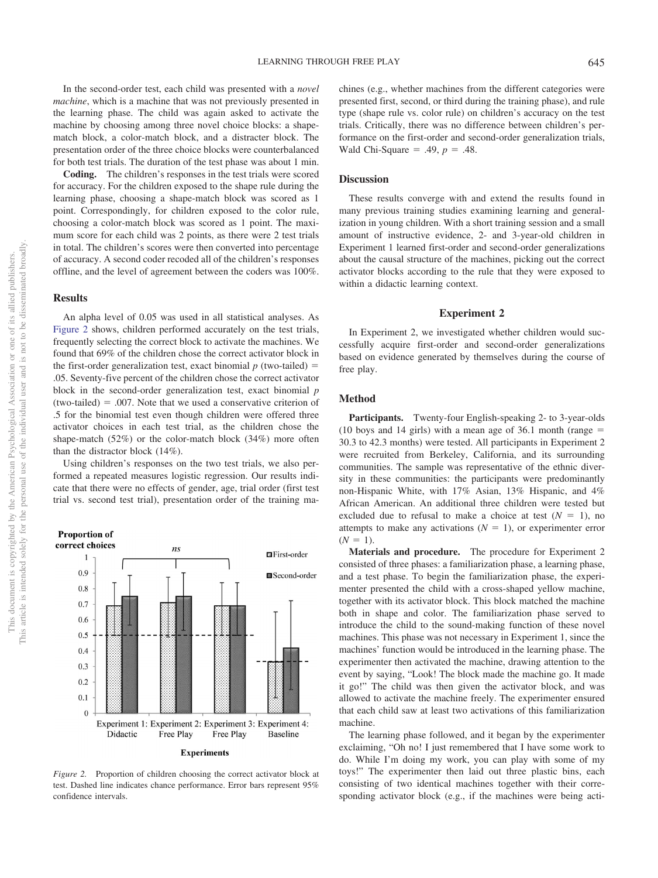In the second-order test, each child was presented with a *novel machine*, which is a machine that was not previously presented in the learning phase. The child was again asked to activate the machine by choosing among three novel choice blocks: a shape-match block, a color-match block, and a distracter block. The presentation order of the three choice blocks were counterbalanced for both test trials. The duration of the test phase was about 1 min.

**Coding.** The children's responses in the test trials were scored for accuracy. For the children exposed to the shape rule during the learning phase, choosing a shape-match block was scored as 1 point. Correspondingly, for children exposed to the color rule, choosing a color-match block was scored as 1 point. The maximum score for each child was 2 points, as there were 2 test trials in total. The children's scores were then converted into percentage of accuracy. A second coder recoded all of the children's responses offline, and the level of agreement between the coders was 100%.

## Results

An alpha level of 0.05 was used in all statistical analyses. As Figure 2 shows, children performed accurately on the test trials, frequently selecting the correct block to activate the machines. We found that 69% of the children chose the correct activator block in the first-order generalization test, exact binomial $p$ (two-tailed) $=$ .05. Seventy-five percent of the children chose the correct activator block in the second-order generalization test, exact binomial $p$ (two-tailed) $=$ .007. Note that we used a conservative criterion of .5 for the binomial test even though children were offered three activator choices in each test trial, as the children chose the shape-match (52%) or the color-match block (34%) more often than the distractor block (14%).

Using children's responses on the two test trials, we also performed a repeated measures logistic regression. Our results indicate that there were no effects of gender, age, trial order (first test trial vs. second test trial), presentation order of the training machines (e.g., whether machines from the different categories were presented first, second, or third during the training phase), and rule type (shape rule vs. color rule) on children's accuracy on the test trials. Critically, there was no difference between children's performance on the first-order and second-order generalization trials, Wald Chi-Square $=$ .49, $p$ $=$ .48.

*Figure 2.* Proportion of children choosing the correct activator block at test. Dashed line indicates chance performance. Error bars represent 95% confidence intervals.

## Discussion

These results converge with and extend the results found in many previous training studies examining learning and generalization in young children. With a short training session and a small amount of instructive evidence, 2- and 3-year-old children in Experiment 1 learned first-order and second-order generalizations about the causal structure of the machines, picking out the correct activator blocks according to the rule that they were exposed to within a didactic learning context.

# Experiment 2

In Experiment 2, we investigated whether children would successfully acquire first-order and second-order generalizations based on evidence generated by themselves during the course of free play.

## Method

**Participants.** Twenty-four English-speaking 2- to 3-year-olds (10 boys and 14 girls) with a mean age of 36.1 month (range $=$ 30.3 to 42.3 months) were tested. All participants in Experiment 2 were recruited from Berkeley, California, and its surrounding communities. The sample was representative of the ethnic diversity in these communities: the participants were predominantly non-Hispanic White, with 17% Asian, 13% Hispanic, and 4% African American. An additional three children were tested but excluded due to refusal to make a choice at test ($N$ $=$ 1), no attempts to make any activations ($N$ $=$ 1), or experimenter error ($N$ $=$ 1).

**Materials and procedure.** The procedure for Experiment 2 consisted of three phases: a familiarization phase, a learning phase, and a test phase. To begin the familiarization phase, the experimenter presented the child with a cross-shaped yellow machine, together with its activator block. This block matched the machine both in shape and color. The familiarization phase served to introduce the child to the sound-making function of these novel machines. This phase was not necessary in Experiment 1, since the machines' function would be introduced in the learning phase. The experimenter then activated the machine, drawing attention to the event by saying, "Look! The block made the machine go. It made it go!" The child was then given the activator block, and was allowed to activate the machine freely. The experimenter ensured that each child saw at least two activations of this familiarization machine.

The learning phase followed, and it began by the experimenter exclaiming, "Oh no! I just remembered that I have some work to do. While I'm doing my work, you can play with some of my toys!" The experimenter then laid out three plastic bins, each consisting of two identical machines together with their corresponding activator block (e.g., if the machines were being acti-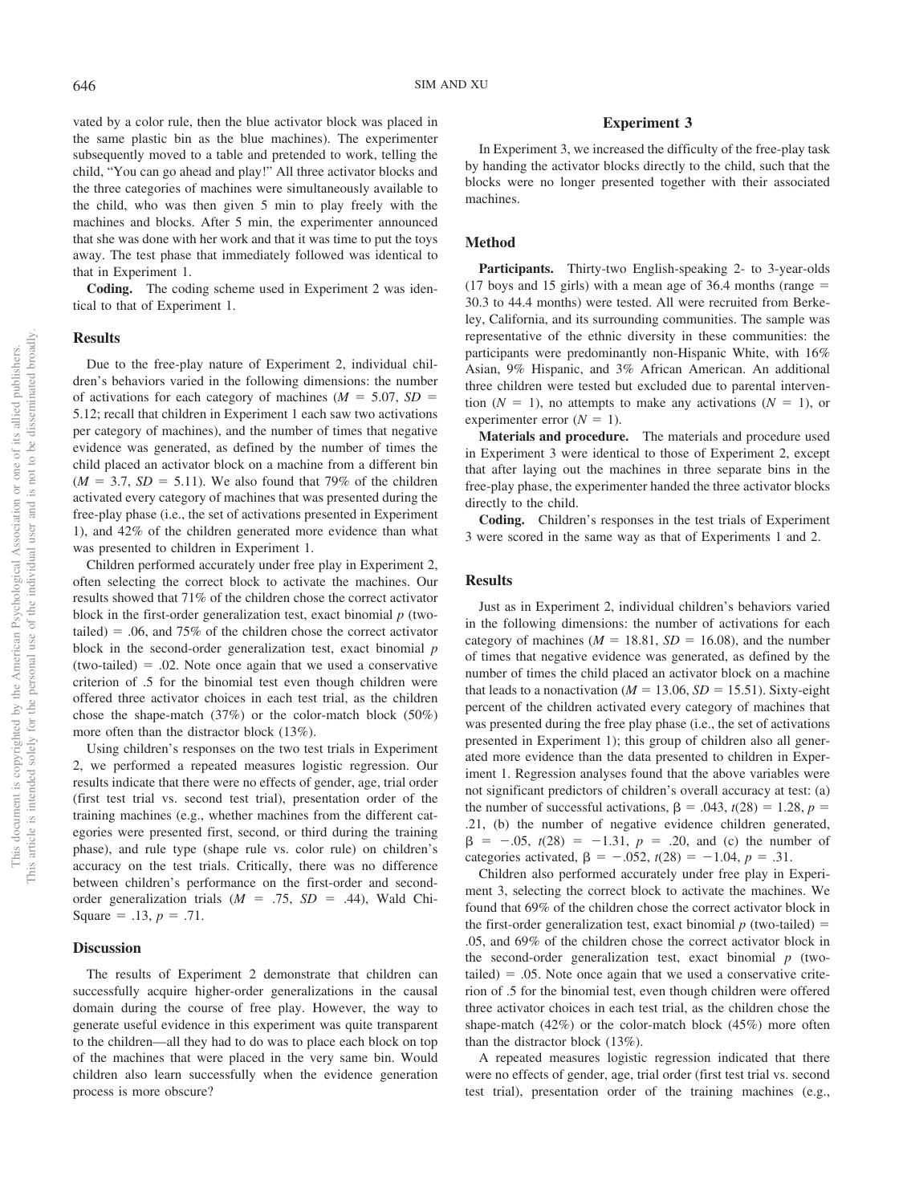vated by a color rule, then the blue activator block was placed in the same plastic bin as the blue machines). The experimenter subsequently moved to a table and pretended to work, telling the child, "You can go ahead and play!" All three activator blocks and the three categories of machines were simultaneously available to the child, who was then given 5 min to play freely with the machines and blocks. After 5 min, the experimenter announced that she was done with her work and that it was time to put the toys away. The test phase that immediately followed was identical to that in Experiment 1.

**Coding.** The coding scheme used in Experiment 2 was identical to that of Experiment 1.

## Results

Due to the free-play nature of Experiment 2, individual children's behaviors varied in the following dimensions: the number of activations for each category of machines ($M$ = 5.07, $SD$ = 5.12; recall that children in Experiment 1 each saw two activations per category of machines), and the number of times that negative evidence was generated, as defined by the number of times the child placed an activator block on a machine from a different bin ($M$ = 3.7, $SD$ = 5.11). We also found that 79% of the children activated every category of machines that was presented during the free-play phase (i.e., the set of activations presented in Experiment 1), and 42% of the children generated more evidence than what was presented to children in Experiment 1.

Children performed accurately under free play in Experiment 2, often selecting the correct block to activate the machines. Our results showed that 71% of the children chose the correct activator block in the first-order generalization test, exact binomial $p$ (two-tailed) = .06, and 75% of the children chose the correct activator block in the second-order generalization test, exact binomial $p$ (two-tailed) = .02. Note once again that we used a conservative criterion of .5 for the binomial test even though children were offered three activator choices in each test trial, as the children chose the shape-match (37%) or the color-match block (50%) more often than the distractor block (13%).

Using children's responses on the two test trials in Experiment 2, we performed a repeated measures logistic regression. Our results indicate that there were no effects of gender, age, trial order (first test trial vs. second test trial), presentation order of the training machines (e.g., whether machines from the different categories were presented first, second, or third during the training phase), and rule type (shape rule vs. color rule) on children's accuracy on the test trials. Critically, there was no difference between children's performance on the first-order and second-order generalization trials ($M$ = .75, $SD$ = .44), Wald Chi-Square = .13, $p$ = .71.

## Discussion

The results of Experiment 2 demonstrate that children can successfully acquire higher-order generalizations in the causal domain during the course of free play. However, the way to generate useful evidence in this experiment was quite transparent to the children—all they had to do was to place each block on top of the machines that were placed in the very same bin. Would children also learn successfully when the evidence generation process is more obscure?

# Experiment 3

In Experiment 3, we increased the difficulty of the free-play task by handing the activator blocks directly to the child, such that the blocks were no longer presented together with their associated machines.

## Method

**Participants.** Thirty-two English-speaking 2- to 3-year-olds (17 boys and 15 girls) with a mean age of 36.4 months (range = 30.3 to 44.4 months) were tested. All were recruited from Berkeley, California, and its surrounding communities. The sample was representative of the ethnic diversity in these communities: the participants were predominantly non-Hispanic White, with 16% Asian, 9% Hispanic, and 3% African American. An additional three children were tested but excluded due to parental intervention ($N$ = 1), no attempts to make any activations ($N$ = 1), or experimenter error ($N$ = 1).

**Materials and procedure.** The materials and procedure used in Experiment 3 were identical to those of Experiment 2, except that after laying out the machines in three separate bins in the free-play phase, the experimenter handed the three activator blocks directly to the child.

**Coding.** Children's responses in the test trials of Experiment 3 were scored in the same way as that of Experiments 1 and 2.

## Results

Just as in Experiment 2, individual children's behaviors varied in the following dimensions: the number of activations for each category of machines ($M$ = 18.81, $SD$ = 16.08), and the number of times that negative evidence was generated, as defined by the number of times the child placed an activator block on a machine that leads to a nonactivation ($M$ = 13.06, $SD$ = 15.51). Sixty-eight percent of the children activated every category of machines that was presented during the free play phase (i.e., the set of activations presented in Experiment 1); this group of children also all generated more evidence than the data presented to children in Experiment 1. Regression analyses found that the above variables were not significant predictors of children's overall accuracy at test: (a) the number of successful activations, $\beta$ = .043, $t(28)$ = 1.28, $p$ = .21, (b) the number of negative evidence children generated, $\beta$ = −.05, $t(28)$ = −1.31, $p$ = .20, and (c) the number of categories activated, $\beta$ = −.052, $t(28)$ = −1.04, $p$ = .31.

Children also performed accurately under free play in Experiment 3, selecting the correct block to activate the machines. We found that 69% of the children chose the correct activator block in the first-order generalization test, exact binomial $p$ (two-tailed) = .05, and 69% of the children chose the correct activator block in the second-order generalization test, exact binomial $p$ (two-tailed) = .05. Note once again that we used a conservative criterion of .5 for the binomial test, even though children were offered three activator choices in each test trial, as the children chose the shape-match (42%) or the color-match block (45%) more often than the distractor block (13%).

A repeated measures logistic regression indicated that there were no effects of gender, age, trial order (first test trial vs. second test trial), presentation order of the training machines (e.g.,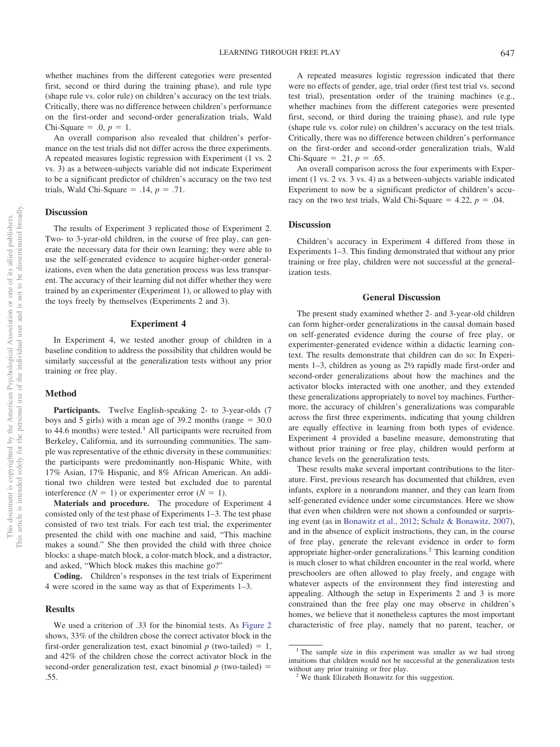whether machines from the different categories were presented first, second or third during the training phase), and rule type (shape rule vs. color rule) on children's accuracy on the test trials. Critically, there was no difference between children's performance on the first-order and second-order generalization trials, Wald Chi-Square = .0, $p = 1$.

An overall comparison also revealed that children's performance on the test trials did not differ across the three experiments. A repeated measures logistic regression with Experiment (1 vs. 2 vs. 3) as a between-subjects variable did not indicate Experiment to be a significant predictor of children's accuracy on the two test trials, Wald Chi-Square = .14, $p = .71$.

### Discussion

The results of Experiment 3 replicated those of Experiment 2. Two- to 3-year-old children, in the course of free play, can generate the necessary data for their own learning; they were able to use the self-generated evidence to acquire higher-order generalizations, even when the data generation process was less transparent. The accuracy of their learning did not differ whether they were trained by an experimenter (Experiment 1), or allowed to play with the toys freely by themselves (Experiments 2 and 3).

## Experiment 4

In Experiment 4, we tested another group of children in a baseline condition to address the possibility that children would be similarly successful at the generalization tests without any prior training or free play.

### Method

**Participants.** Twelve English-speaking 2- to 3-year-olds (7 boys and 5 girls) with a mean age of 39.2 months (range = 30.0 to 44.6 months) were tested.[1] All participants were recruited from Berkeley, California, and its surrounding communities. The sample was representative of the ethnic diversity in these communities: the participants were predominantly non-Hispanic White, with 17% Asian, 17% Hispanic, and 8% African American. An additional two children were tested but excluded due to parental interference ($N = 1$) or experimenter error ($N = 1$).

**Materials and procedure.** The procedure of Experiment 4 consisted only of the test phase of Experiments 1–3. The test phase consisted of two test trials. For each test trial, the experimenter presented the child with one machine and said, "This machine makes a sound." She then provided the child with three choice blocks: a shape-match block, a color-match block, and a distractor, and asked, "Which block makes this machine go?"

**Coding.** Children's responses in the test trials of Experiment 4 were scored in the same way as that of Experiments 1–3.

### Results

We used a criterion of .33 for the binomial tests. As Figure 2 shows, 33% of the children chose the correct activator block in the first-order generalization test, exact binomial $p$ (two-tailed) = 1, and 42% of the children chose the correct activator block in the second-order generalization test, exact binomial $p$ (two-tailed) = .55.

A repeated measures logistic regression indicated that there were no effects of gender, age, trial order (first test trial vs. second test trial), presentation order of the training machines (e.g., whether machines from the different categories were presented first, second, or third during the training phase), and rule type (shape rule vs. color rule) on children's accuracy on the test trials. Critically, there was no difference between children's performance on the first-order and second-order generalization trials, Wald Chi-Square = .21, $p = .65$.

An overall comparison across the four experiments with Experiment (1 vs. 2 vs. 3 vs. 4) as a between-subjects variable indicated Experiment to now be a significant predictor of children's accuracy on the two test trials, Wald Chi-Square = 4.22, $p = .04$.

### Discussion

Children's accuracy in Experiment 4 differed from those in Experiments 1–3. This finding demonstrated that without any prior training or free play, children were not successful at the generalization tests.

## General Discussion

The present study examined whether 2- and 3-year-old children can form higher-order generalizations in the causal domain based on self-generated evidence during the course of free play, or experimenter-generated evidence within a didactic learning context. The results demonstrate that children can do so: In Experiments 1–3, children as young as 2½ rapidly made first-order and second-order generalizations about how the machines and the activator blocks interacted with one another, and they extended these generalizations appropriately to novel toy machines. Furthermore, the accuracy of children's generalizations was comparable across the first three experiments, indicating that young children are equally effective in learning from both types of evidence. Experiment 4 provided a baseline measure, demonstrating that without prior training or free play, children would perform at chance levels on the generalization tests.

These results make several important contributions to the literature. First, previous research has documented that children, even infants, explore in a nonrandom manner, and they can learn from self-generated evidence under some circumstances. Here we show that even when children were not shown a confounded or surprising event (as in Bonawitz et al., 2012; Schulz & Bonawitz, 2007), and in the absence of explicit instructions, they can, in the course of free play, generate the relevant evidence in order to form appropriate higher-order generalizations.[2] This learning condition is much closer to what children encounter in the real world, where preschoolers are often allowed to play freely, and engage with whatever aspects of the environment they find interesting and appealing. Although the setup in Experiments 2 and 3 is more constrained than the free play one may observe in children's homes, we believe that it nonetheless captures the most important characteristic of free play, namely that no parent, teacher, or

[1] The sample size in this experiment was smaller as we had strong intuitions that children would not be successful at the generalization tests without any prior training or free play.

[2] We thank Elizabeth Bonawitz for this suggestion.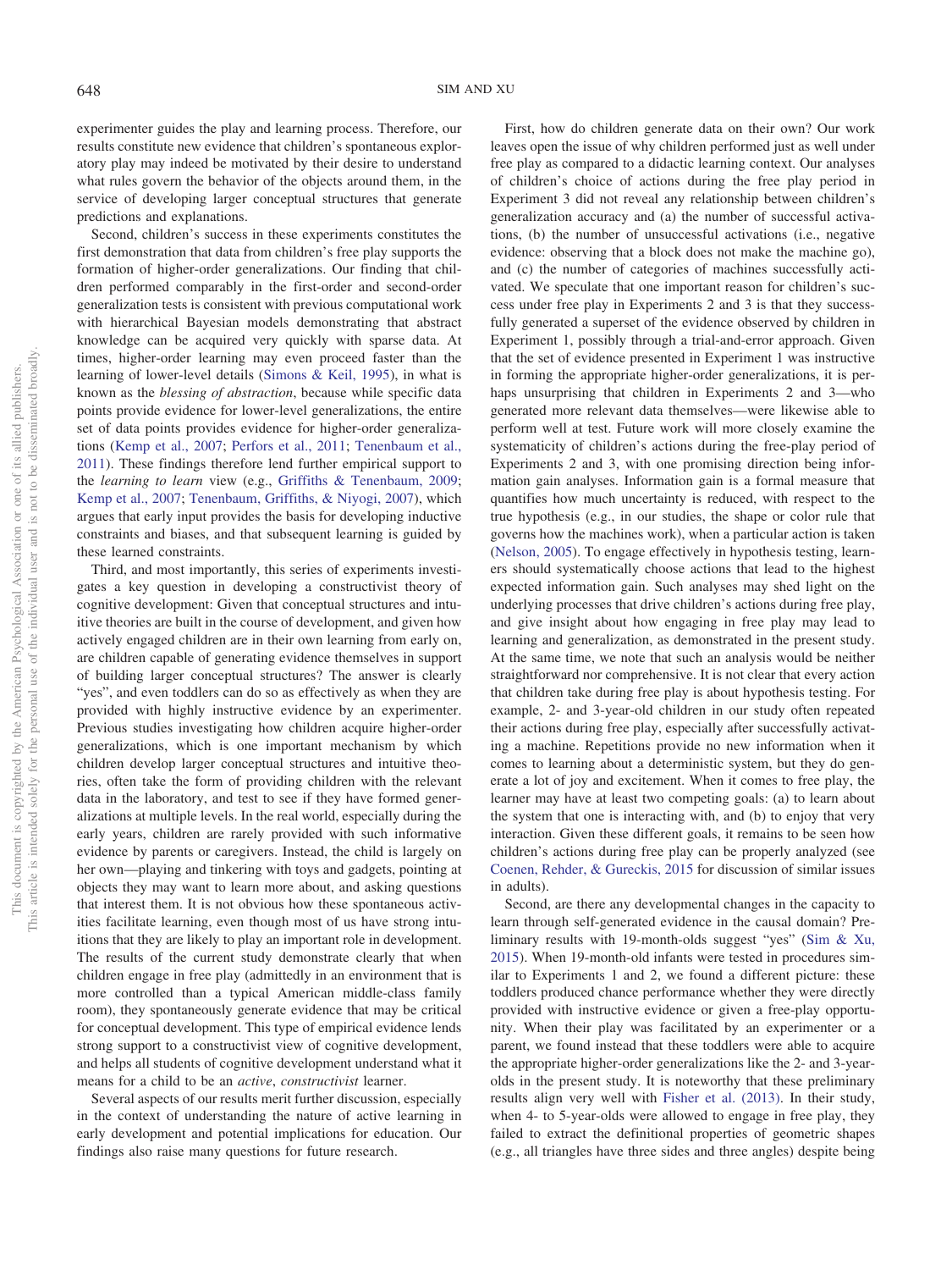experimenter guides the play and learning process. Therefore, our results constitute new evidence that children's spontaneous exploratory play may indeed be motivated by their desire to understand what rules govern the behavior of the objects around them, in the service of developing larger conceptual structures that generate predictions and explanations.

Second, children's success in these experiments constitutes the first demonstration that data from children's free play supports the formation of higher-order generalizations. Our finding that children performed comparably in the first-order and second-order generalization tests is consistent with previous computational work with hierarchical Bayesian models demonstrating that abstract knowledge can be acquired very quickly with sparse data. At times, higher-order learning may even proceed faster than the learning of lower-level details (Simons & Keil, 1995), in what is known as the *blessing of abstraction*, because while specific data points provide evidence for lower-level generalizations, the entire set of data points provides evidence for higher-order generalizations (Kemp et al., 2007; Perfors et al., 2011; Tenenbaum et al., 2011). These findings therefore lend further empirical support to the *learning to learn* view (e.g., Griffiths & Tenenbaum, 2009; Kemp et al., 2007; Tenenbaum, Griffiths, & Niyogi, 2007), which argues that early input provides the basis for developing inductive constraints and biases, and that subsequent learning is guided by these learned constraints.

Third, and most importantly, this series of experiments investigates a key question in developing a constructivist theory of cognitive development: Given that conceptual structures and intuitive theories are built in the course of development, and given how actively engaged children are in their own learning from early on, are children capable of generating evidence themselves in support of building larger conceptual structures? The answer is clearly "yes", and even toddlers can do so as effectively as when they are provided with highly instructive evidence by an experimenter. Previous studies investigating how children acquire higher-order generalizations, which is one important mechanism by which children develop larger conceptual structures and intuitive theories, often take the form of providing children with the relevant data in the laboratory, and test to see if they have formed generalizations at multiple levels. In the real world, especially during the early years, children are rarely provided with such informative evidence by parents or caregivers. Instead, the child is largely on her own—playing and tinkering with toys and gadgets, pointing at objects they may want to learn more about, and asking questions that interest them. It is not obvious how these spontaneous activities facilitate learning, even though most of us have strong intuitions that they are likely to play an important role in development. The results of the current study demonstrate clearly that when children engage in free play (admittedly in an environment that is more controlled than a typical American middle-class family room), they spontaneously generate evidence that may be critical for conceptual development. This type of empirical evidence lends strong support to a constructivist view of cognitive development, and helps all students of cognitive development understand what it means for a child to be an *active*, *constructivist* learner.

Several aspects of our results merit further discussion, especially in the context of understanding the nature of active learning in early development and potential implications for education. Our findings also raise many questions for future research.

First, how do children generate data on their own? Our work leaves open the issue of why children performed just as well under free play as compared to a didactic learning context. Our analyses of children's choice of actions during the free play period in Experiment 3 did not reveal any relationship between children's generalization accuracy and (a) the number of successful activations, (b) the number of unsuccessful activations (i.e., negative evidence: observing that a block does not make the machine go), and (c) the number of categories of machines successfully activated. We speculate that one important reason for children's success under free play in Experiments 2 and 3 is that they successfully generated a superset of the evidence observed by children in Experiment 1, possibly through a trial-and-error approach. Given that the set of evidence presented in Experiment 1 was instructive in forming the appropriate higher-order generalizations, it is perhaps unsurprising that children in Experiments 2 and 3—who generated more relevant data themselves—were likewise able to perform well at test. Future work will more closely examine the systematicity of children's actions during the free-play period of Experiments 2 and 3, with one promising direction being information gain analyses. Information gain is a formal measure that quantifies how much uncertainty is reduced, with respect to the true hypothesis (e.g., in our studies, the shape or color rule that governs how the machines work), when a particular action is taken (Nelson, 2005). To engage effectively in hypothesis testing, learners should systematically choose actions that lead to the highest expected information gain. Such analyses may shed light on the underlying processes that drive children's actions during free play, and give insight about how engaging in free play may lead to learning and generalization, as demonstrated in the present study. At the same time, we note that such an analysis would be neither straightforward nor comprehensive. It is not clear that every action that children take during free play is about hypothesis testing. For example, 2- and 3-year-old children in our study often repeated their actions during free play, especially after successfully activating a machine. Repetitions provide no new information when it comes to learning about a deterministic system, but they do generate a lot of joy and excitement. When it comes to free play, the learner may have at least two competing goals: (a) to learn about the system that one is interacting with, and (b) to enjoy that very interaction. Given these different goals, it remains to be seen how children's actions during free play can be properly analyzed (see Coenen, Rehder, & Gureckis, 2015 for discussion of similar issues in adults).

Second, are there any developmental changes in the capacity to learn through self-generated evidence in the causal domain? Preliminary results with 19-month-olds suggest "yes" (Sim & Xu, 2015). When 19-month-old infants were tested in procedures similar to Experiments 1 and 2, we found a different picture: these toddlers produced chance performance whether they were directly provided with instructive evidence or given a free-play opportunity. When their play was facilitated by an experimenter or a parent, we found instead that these toddlers were able to acquire the appropriate higher-order generalizations like the 2- and 3-year-olds in the present study. It is noteworthy that these preliminary results align very well with Fisher et al. (2013). In their study, when 4- to 5-year-olds were allowed to engage in free play, they failed to extract the definitional properties of geometric shapes (e.g., all triangles have three sides and three angles) despite being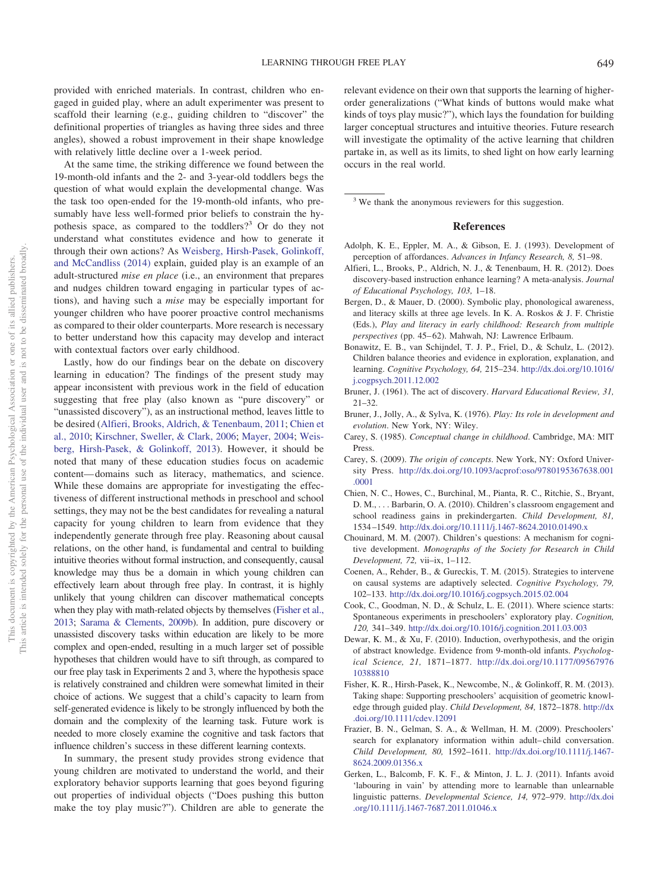provided with enriched materials. In contrast, children who engaged in guided play, where an adult experimenter was present to scaffold their learning (e.g., guiding children to "discover" the definitional properties of triangles as having three sides and three angles), showed a robust improvement in their shape knowledge with relatively little decline over a 1-week period.

At the same time, the striking difference we found between the 19-month-old infants and the 2- and 3-year-old toddlers begs the question of what would explain the developmental change. Was the task too open-ended for the 19-month-old infants, who presumably have less well-formed prior beliefs to constrain the hypothesis space, as compared to the toddlers?[3] Or do they not understand what constitutes evidence and how to generate it through their own actions? As Weisberg, Hirsh-Pasek, Golinkoff, and McCandliss (2014) explain, guided play is an example of an adult-structured *mise en place* (i.e., an environment that prepares and nudges children toward engaging in particular types of actions), and having such a *mise* may be especially important for younger children who have poorer proactive control mechanisms as compared to their older counterparts. More research is necessary to better understand how this capacity may develop and interact with contextual factors over early childhood.

Lastly, how do our findings bear on the debate on discovery learning in education? The findings of the present study may appear inconsistent with previous work in the field of education suggesting that free play (also known as "pure discovery" or "unassisted discovery"), as an instructional method, leaves little to be desired (Alfieri, Brooks, Aldrich, & Tenenbaum, 2011; Chien et al., 2010; Kirschner, Sweller, & Clark, 2006; Mayer, 2004; Weisberg, Hirsh-Pasek, & Golinkoff, 2013). However, it should be noted that many of these education studies focus on academic content—domains such as literacy, mathematics, and science. While these domains are appropriate for investigating the effectiveness of different instructional methods in preschool and school settings, they may not be the best candidates for revealing a natural capacity for young children to learn from evidence that they independently generate through free play. Reasoning about causal relations, on the other hand, is fundamental and central to building intuitive theories without formal instruction, and consequently, causal knowledge may thus be a domain in which young children can effectively learn about through free play. In contrast, it is highly unlikely that young children can discover mathematical concepts when they play with math-related objects by themselves (Fisher et al., 2013; Sarama & Clements, 2009b). In addition, pure discovery or unassisted discovery tasks within education are likely to be more complex and open-ended, resulting in a much larger set of possible hypotheses that children would have to sift through, as compared to our free play task in Experiments 2 and 3, where the hypothesis space is relatively constrained and children were somewhat limited in their choice of actions. We suggest that a child's capacity to learn from self-generated evidence is likely to be strongly influenced by both the domain and the complexity of the learning task. Future work is needed to more closely examine the cognitive and task factors that influence children's success in these different learning contexts.

In summary, the present study provides strong evidence that young children are motivated to understand the world, and their exploratory behavior supports learning that goes beyond figuring out properties of individual objects ("Does pushing this button make the toy play music?"). Children are able to generate the relevant evidence on their own that supports the learning of higher-order generalizations ("What kinds of buttons would make what kinds of toys play music?"), which lays the foundation for building larger conceptual structures and intuitive theories. Future research will investigate the optimality of the active learning that children partake in, as well as its limits, to shed light on how early learning occurs in the real world.

[3] We thank the anonymous reviewers for this suggestion.

## References

Adolph, K. E., Eppler, M. A., & Gibson, E. J. (1993). Development of perception of affordances. *Advances in Infancy Research, 8,* 51–98.

Alfieri, L., Brooks, P., Aldrich, N. J., & Tenenbaum, H. R. (2012). Does discovery-based instruction enhance learning? A meta-analysis. *Journal of Educational Psychology, 103,* 1–18.

Bergen, D., & Mauer, D. (2000). Symbolic play, phonological awareness, and literacy skills at three age levels. In K. A. Roskos & J. F. Christie (Eds.), *Play and literacy in early childhood: Research from multiple perspectives* (pp. 45–62). Mahwah, NJ: Lawrence Erlbaum.

Bonawitz, E. B., van Schijndel, T. J. P., Friel, D., & Schulz, L. (2012). Children balance theories and evidence in exploration, explanation, and learning. *Cognitive Psychology, 64,* 215–234. http://dx.doi.org/10.1016/j.cogpsych.2011.12.002

Bruner, J. (1961). The act of discovery. *Harvard Educational Review, 31,* 21–32.

Bruner, J., Jolly, A., & Sylva, K. (1976). *Play: Its role in development and evolution*. New York, NY: Wiley.

Carey, S. (1985). *Conceptual change in childhood*. Cambridge, MA: MIT Press.

Carey, S. (2009). *The origin of concepts*. New York, NY: Oxford University Press. http://dx.doi.org/10.1093/acprof:oso/9780195367638.001.0001

Chien, N. C., Howes, C., Burchinal, M., Pianta, R. C., Ritchie, S., Bryant, D. M., . . . Barbarin, O. A. (2010). Children's classroom engagement and school readiness gains in prekindergarten. *Child Development, 81,* 1534–1549. http://dx.doi.org/10.1111/j.1467-8624.2010.01490.x

Chouinard, M. M. (2007). Children's questions: A mechanism for cognitive development. *Monographs of the Society for Research in Child Development, 72,* vii–ix, 1–112.

Coenen, A., Rehder, B., & Gureckis, T. M. (2015). Strategies to intervene on causal systems are adaptively selected. *Cognitive Psychology, 79,* 102–133. http://dx.doi.org/10.1016/j.cogpsych.2015.02.004

Cook, C., Goodman, N. D., & Schulz, L. E. (2011). Where science starts: Spontaneous experiments in preschoolers' exploratory play. *Cognition, 120,* 341–349. http://dx.doi.org/10.1016/j.cognition.2011.03.003

Dewar, K. M., & Xu, F. (2010). Induction, overhypothesis, and the origin of abstract knowledge. Evidence from 9-month-old infants. *Psychological Science, 21,* 1871–1877. http://dx.doi.org/10.1177/0956797610388810

Fisher, K. R., Hirsh-Pasek, K., Newcombe, N., & Golinkoff, R. M. (2013). Taking shape: Supporting preschoolers' acquisition of geometric knowledge through guided play. *Child Development, 84,* 1872–1878. http://dx.doi.org/10.1111/cdev.12091

Frazier, B. N., Gelman, S. A., & Wellman, H. M. (2009). Preschoolers' search for explanatory information within adult–child conversation. *Child Development, 80,* 1592–1611. http://dx.doi.org/10.1111/j.1467-8624.2009.01356.x

Gerken, L., Balcomb, F. K. F., & Minton, J. L. J. (2011). Infants avoid 'labouring in vain' by attending more to learnable than unlearnable linguistic patterns. *Developmental Science, 14,* 972–979. http://dx.doi.org/10.1111/j.1467-7687.2011.01046.x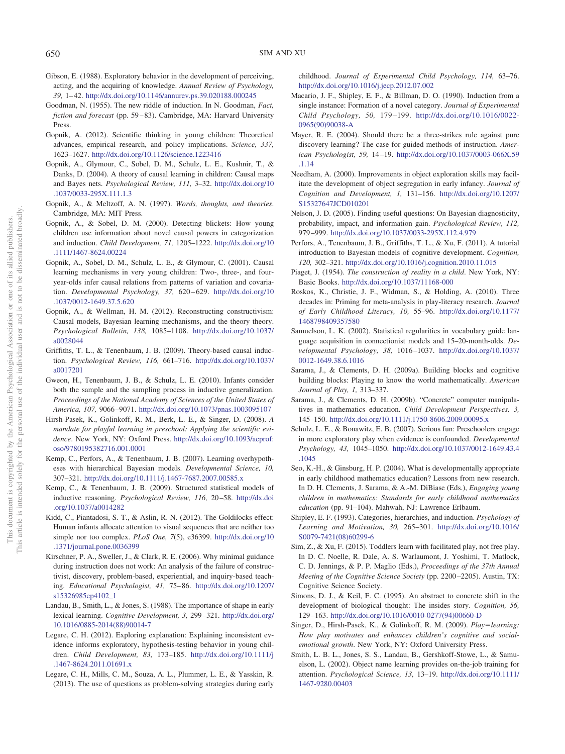Gibson, E. (1988). Exploratory behavior in the development of perceiving, acting, and the acquiring of knowledge. *Annual Review of Psychology, 39,* 1–42. http://dx.doi.org/10.1146/annurev.ps.39.020188.000245

Goodman, N. (1955). The new riddle of induction. In N. Goodman, *Fact, fiction and forecast* (pp. 59–83). Cambridge, MA: Harvard University Press.

Gopnik, A. (2012). Scientific thinking in young children: Theoretical advances, empirical research, and policy implications. *Science, 337,* 1623–1627. http://dx.doi.org/10.1126/science.1223416

Gopnik, A., Glymour, C., Sobel, D. M., Schulz, L. E., Kushnir, T., & Danks, D. (2004). A theory of causal learning in children: Causal maps and Bayes nets. *Psychological Review, 111,* 3–32. http://dx.doi.org/10.1037/0033-295X.111.1.3

Gopnik, A., & Meltzoff, A. N. (1997). *Words, thoughts, and theories*. Cambridge, MA: MIT Press.

Gopnik, A., & Sobel, D. M. (2000). Detecting blickets: How young children use information about novel causal powers in categorization and induction. *Child Development, 71,* 1205–1222. http://dx.doi.org/10.1111/1467-8624.00224

Gopnik, A., Sobel, D. M., Schulz, L. E., & Glymour, C. (2001). Causal learning mechanisms in very young children: Two-, three-, and four-year-olds infer causal relations from patterns of variation and covariation. *Developmental Psychology, 37,* 620–629. http://dx.doi.org/10.1037/0012-1649.37.5.620

Gopnik, A., & Wellman, H. M. (2012). Reconstructing constructivism: Causal models, Bayesian learning mechanisms, and the theory theory. *Psychological Bulletin, 138,* 1085–1108. http://dx.doi.org/10.1037/a0028044

Griffiths, T. L., & Tenenbaum, J. B. (2009). Theory-based causal induction. *Psychological Review, 116,* 661–716. http://dx.doi.org/10.1037/a0017201

Gweon, H., Tenenbaum, J. B., & Schulz, L. E. (2010). Infants consider both the sample and the sampling process in inductive generalization. *Proceedings of the National Academy of Sciences of the United States of America, 107,* 9066–9071. http://dx.doi.org/10.1073/pnas.1003095107

Hirsh-Pasek, K., Golinkoff, R. M., Berk, L. E., & Singer, D. (2008). *A mandate for playful learning in preschool: Applying the scientific evidence*. New York, NY: Oxford Press. http://dx.doi.org/10.1093/acprof:oso/9780195382716.001.0001

Kemp, C., Perfors, A., & Tenenbaum, J. B. (2007). Learning overhypotheses with hierarchical Bayesian models. *Developmental Science, 10,* 307–321. http://dx.doi.org/10.1111/j.1467-7687.2007.00585.x

Kemp, C., & Tenenbaum, J. B. (2009). Structured statistical models of inductive reasoning. *Psychological Review, 116,* 20–58. http://dx.doi.org/10.1037/a0014282

Kidd, C., Piantadosi, S. T., & Aslin, R. N. (2012). The Goldilocks effect: Human infants allocate attention to visual sequences that are neither too simple nor too complex. *PLoS One, 7*(5), e36399. http://dx.doi.org/10.1371/journal.pone.0036399

Kirschner, P. A., Sweller, J., & Clark, R. E. (2006). Why minimal guidance during instruction does not work: An analysis of the failure of constructivist, discovery, problem-based, experiential, and inquiry-based teaching. *Educational Psychologist, 41,* 75–86. http://dx.doi.org/10.1207/s15326985ep4102_1

Landau, B., Smith, L., & Jones, S. (1988). The importance of shape in early lexical learning. *Cognitive Development, 3,* 299–321. http://dx.doi.org/10.1016/0885-2014(88)90014-7

Legare, C. H. (2012). Exploring explanation: Explaining inconsistent evidence informs exploratory, hypothesis-testing behavior in young children. *Child Development, 83,* 173–185. http://dx.doi.org/10.1111/j.1467-8624.2011.01691.x

Legare, C. H., Mills, C. M., Souza, A. L., Plummer, L. E., & Yasskin, R. (2013). The use of questions as problem-solving strategies during early childhood. *Journal of Experimental Child Psychology, 114,* 63–76. http://dx.doi.org/10.1016/j.jecp.2012.07.002

Macario, J. F., Shipley, E. F., & Billman, D. O. (1990). Induction from a single instance: Formation of a novel category. *Journal of Experimental Child Psychology, 50,* 179–199. http://dx.doi.org/10.1016/0022-0965(90)90038-A

Mayer, R. E. (2004). Should there be a three-strikes rule against pure discovery learning? The case for guided methods of instruction. *American Psychologist, 59,* 14–19. http://dx.doi.org/10.1037/0003-066X.59.1.14

Needham, A. (2000). Improvements in object exploration skills may facilitate the development of object segregation in early infancy. *Journal of Cognition and Development, 1,* 131–156. http://dx.doi.org/10.1207/S15327647JCD010201

Nelson, J. D. (2005). Finding useful questions: On Bayesian diagnosticity, probability, impact, and information gain. *Psychological Review, 112,* 979–999. http://dx.doi.org/10.1037/0033-295X.112.4.979

Perfors, A., Tenenbaum, J. B., Griffiths, T. L., & Xu, F. (2011). A tutorial introduction to Bayesian models of cognitive development. *Cognition, 120,* 302–321. http://dx.doi.org/10.1016/j.cognition.2010.11.015

Piaget, J. (1954). *The construction of reality in a child*. New York, NY: Basic Books. http://dx.doi.org/10.1037/11168-000

Roskos, K., Christie, J. F., Widman, S., & Holding, A. (2010). Three decades in: Priming for meta-analysis in play-literacy research. *Journal of Early Childhood Literacy, 10,* 55–96. http://dx.doi.org/10.1177/1468798409357580

Samuelson, L. K. (2002). Statistical regularities in vocabulary guide language acquisition in connectionist models and 15–20-month-olds. *Developmental Psychology, 38,* 1016–1037. http://dx.doi.org/10.1037/0012-1649.38.6.1016

Sarama, J., & Clements, D. H. (2009a). Building blocks and cognitive building blocks: Playing to know the world mathematically. *American Journal of Play, 1,* 313–337.

Sarama, J., & Clements, D. H. (2009b). "Concrete" computer manipulatives in mathematics education. *Child Development Perspectives, 3,* 145–150. http://dx.doi.org/10.1111/j.1750-8606.2009.00095.x

Schulz, L. E., & Bonawitz, E. B. (2007). Serious fun: Preschoolers engage in more exploratory play when evidence is confounded. *Developmental Psychology, 43,* 1045–1050. http://dx.doi.org/10.1037/0012-1649.43.4.1045

Seo, K.-H., & Ginsburg, H. P. (2004). What is developmentally appropriate in early childhood mathematics education? Lessons from new research. In D. H. Clements, J. Sarama, & A.-M. DiBiase (Eds.), *Engaging young children in mathematics: Standards for early childhood mathematics education* (pp. 91–104). Mahwah, NJ: Lawrence Erlbaum.

Shipley, E. F. (1993). Categories, hierarchies, and induction. *Psychology of Learning and Motivation, 30,* 265–301. http://dx.doi.org/10.1016/S0079-7421(08)60299-6

Sim, Z., & Xu, F. (2015). Toddlers learn with facilitated play, not free play. In D. C. Noelle, R. Dale, A. S. Warlaumont, J. Yoshimi, T. Matlock, C. D. Jennings, & P. P. Maglio (Eds.), *Proceedings of the 37th Annual Meeting of the Cognitive Science Society* (pp. 2200–2205). Austin, TX: Cognitive Science Society.

Simons, D. J., & Keil, F. C. (1995). An abstract to concrete shift in the development of biological thought: The insides story. *Cognition, 56,* 129–163. http://dx.doi.org/10.1016/0010-0277(94)00660-D

Singer, D., Hirsh-Pasek, K., & Golinkoff, R. M. (2009). *Play=learning: How play motivates and enhances children's cognitive and social-emotional growth*. New York, NY: Oxford University Press.

Smith, L. B. L., Jones, S. S., Landau, B., Gershkoff-Stowe, L., & Samuelson, L. (2002). Object name learning provides on-the-job training for attention. *Psychological Science, 13,* 13–19. http://dx.doi.org/10.1111/1467-9280.00403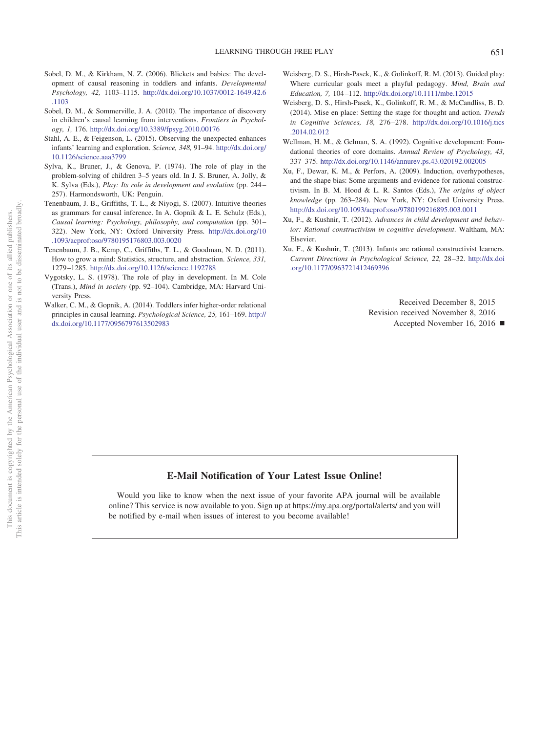Sobel, D. M., & Kirkham, N. Z. (2006). Blickets and babies: The development of causal reasoning in toddlers and infants. *Developmental Psychology, 42,* 1103–1115. http://dx.doi.org/10.1037/0012-1649.42.6.1103

Sobel, D. M., & Sommerville, J. A. (2010). The importance of discovery in children's causal learning from interventions. *Frontiers in Psychology, 1,* 176. http://dx.doi.org/10.3389/fpsyg.2010.00176

Stahl, A. E., & Feigenson, L. (2015). Observing the unexpected enhances infants' learning and exploration. *Science, 348,* 91–94. http://dx.doi.org/10.1126/science.aaa3799

Sylva, K., Bruner, J., & Genova, P. (1974). The role of play in the problem-solving of children 3–5 years old. In J. S. Bruner, A. Jolly, & K. Sylva (Eds.), *Play: Its role in development and evolution* (pp. 244–257). Harmondsworth, UK: Penguin.

Tenenbaum, J. B., Griffiths, T. L., & Niyogi, S. (2007). Intuitive theories as grammars for causal inference. In A. Gopnik & L. E. Schulz (Eds.), *Causal learning: Psychology, philosophy, and computation* (pp. 301–322). New York, NY: Oxford University Press. http://dx.doi.org/10.1093/acprof:oso/9780195176803.003.0020

Tenenbaum, J. B., Kemp, C., Griffiths, T. L., & Goodman, N. D. (2011). How to grow a mind: Statistics, structure, and abstraction. *Science, 331,* 1279–1285. http://dx.doi.org/10.1126/science.1192788

Vygotsky, L. S. (1978). The role of play in development. In M. Cole (Trans.), *Mind in society* (pp. 92–104). Cambridge, MA: Harvard University Press.

Walker, C. M., & Gopnik, A. (2014). Toddlers infer higher-order relational principles in causal learning. *Psychological Science, 25,* 161–169. http://dx.doi.org/10.1177/0956797613502983

Weisberg, D. S., Hirsh-Pasek, K., & Golinkoff, R. M. (2013). Guided play: Where curricular goals meet a playful pedagogy. *Mind, Brain and Education, 7,* 104–112. http://dx.doi.org/10.1111/mbe.12015

Weisberg, D. S., Hirsh-Pasek, K., Golinkoff, R. M., & McCandliss, B. D. (2014). Mise en place: Setting the stage for thought and action. *Trends in Cognitive Sciences, 18,* 276–278. http://dx.doi.org/10.1016/j.tics.2014.02.012

Wellman, H. M., & Gelman, S. A. (1992). Cognitive development: Foundational theories of core domains. *Annual Review of Psychology, 43,* 337–375. http://dx.doi.org/10.1146/annurev.ps.43.020192.002005

Xu, F., Dewar, K. M., & Perfors, A. (2009). Induction, overhypotheses, and the shape bias: Some arguments and evidence for rational constructivism. In B. M. Hood & L. R. Santos (Eds.), *The origins of object knowledge* (pp. 263–284). New York, NY: Oxford University Press. http://dx.doi.org/10.1093/acprof:oso/9780199216895.003.0011

Xu, F., & Kushnir, T. (2012). *Advances in child development and behavior: Rational constructivism in cognitive development*. Waltham, MA: Elsevier.

Xu, F., & Kushnir, T. (2013). Infants are rational constructivist learners. *Current Directions in Psychological Science, 22,* 28–32. http://dx.doi.org/10.1177/0963721412469396

Received December 8, 2015
Revision received November 8, 2016
Accepted November 16, 2016 ■

**E-Mail Notification of Your Latest Issue Online!**

Would you like to know when the next issue of your favorite APA journal will be available online? This service is now available to you. Sign up at https://my.apa.org/portal/alerts/ and you will be notified by e-mail when issues of interest to you become available!